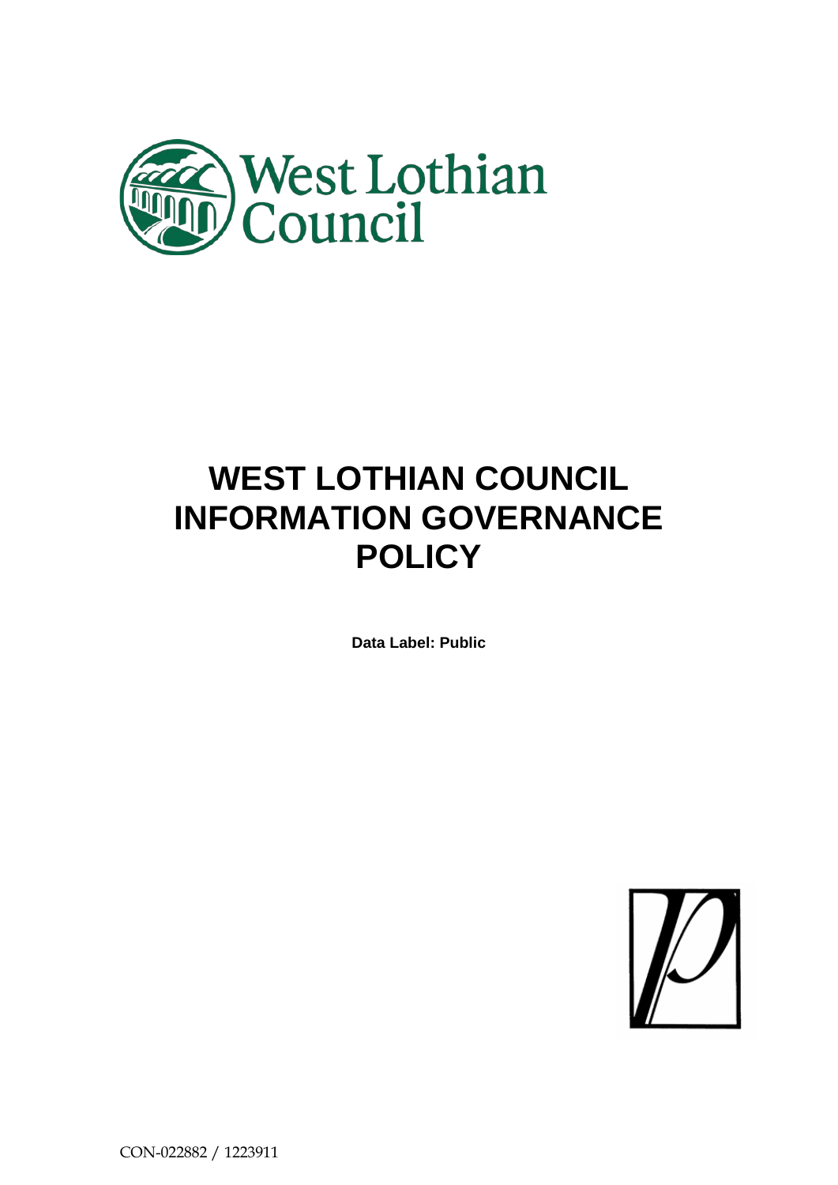# WEST LOTHIAN COUNCIL INFORMATION GOVERNANCE POLICY

**Data Label: Public**

CON-022882 / 1223911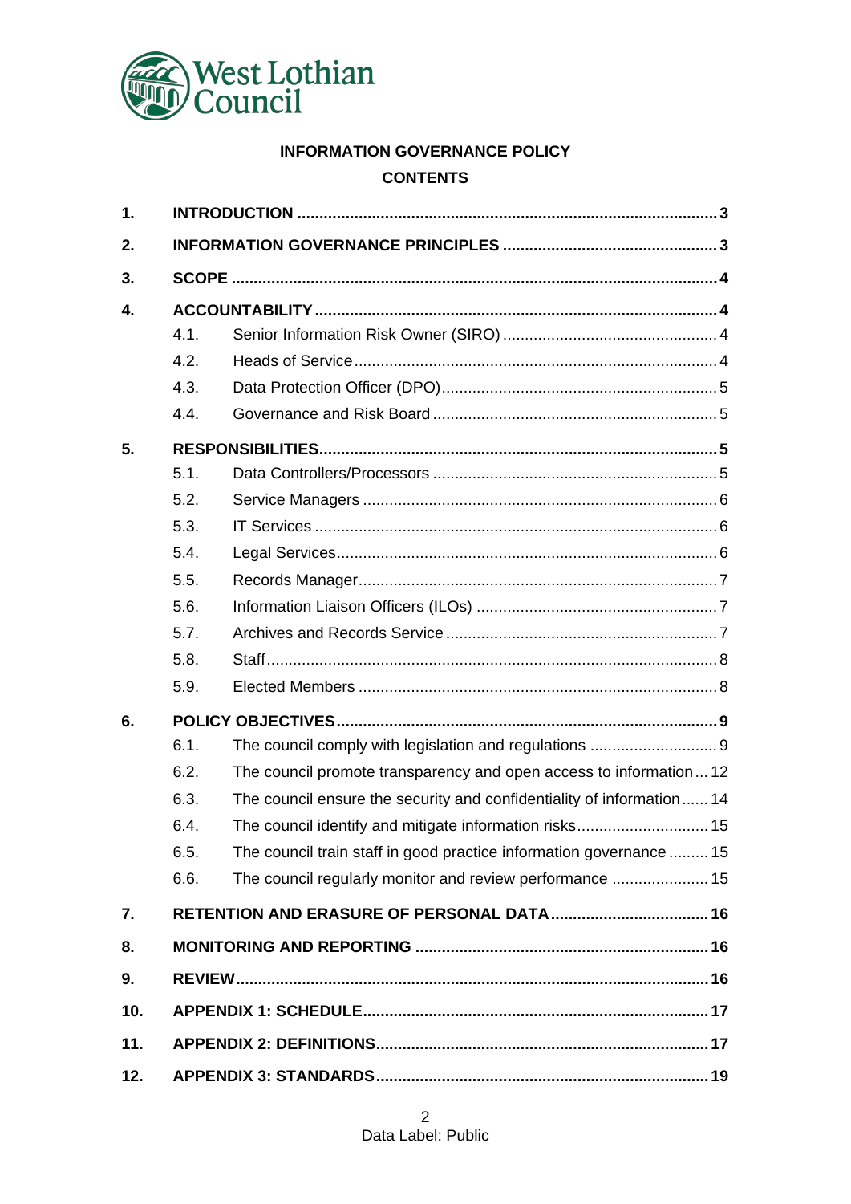**INFORMATION GOVERNANCE POLICY**

**CONTENTS**

| | | | |
|---|---|---|---|
| **1.** | **INTRODUCTION** | | **3** |
| **2.** | **INFORMATION GOVERNANCE PRINCIPLES** | | **3** |
| **3.** | **SCOPE** | | **4** |
| **4.** | **ACCOUNTABILITY** | | **4** |
| | 4.1. | Senior Information Risk Owner (SIRO) | 4 |
| | 4.2. | Heads of Service | 4 |
| | 4.3. | Data Protection Officer (DPO) | 5 |
| | 4.4. | Governance and Risk Board | 5 |
| **5.** | **RESPONSIBILITIES** | | **5** |
| | 5.1. | Data Controllers/Processors | 5 |
| | 5.2. | Service Managers | 6 |
| | 5.3. | IT Services | 6 |
| | 5.4. | Legal Services | 6 |
| | 5.5. | Records Manager | 7 |
| | 5.6. | Information Liaison Officers (ILOs) | 7 |
| | 5.7. | Archives and Records Service | 7 |
| | 5.8. | Staff | 8 |
| | 5.9. | Elected Members | 8 |
| **6.** | **POLICY OBJECTIVES** | | **9** |
| | 6.1. | The council comply with legislation and regulations | 9 |
| | 6.2. | The council promote transparency and open access to information | 12 |
| | 6.3. | The council ensure the security and confidentiality of information | 14 |
| | 6.4. | The council identify and mitigate information risks | 15 |
| | 6.5. | The council train staff in good practice information governance | 15 |
| | 6.6. | The council regularly monitor and review performance | 15 |
| **7.** | **RETENTION AND ERASURE OF PERSONAL DATA** | | **16** |
| **8.** | **MONITORING AND REPORTING** | | **16** |
| **9.** | **REVIEW** | | **16** |
| **10.** | **APPENDIX 1: SCHEDULE** | | **17** |
| **11.** | **APPENDIX 2: DEFINITIONS** | | **17** |
| **12.** | **APPENDIX 3: STANDARDS** | | **19** |

Data Label: Public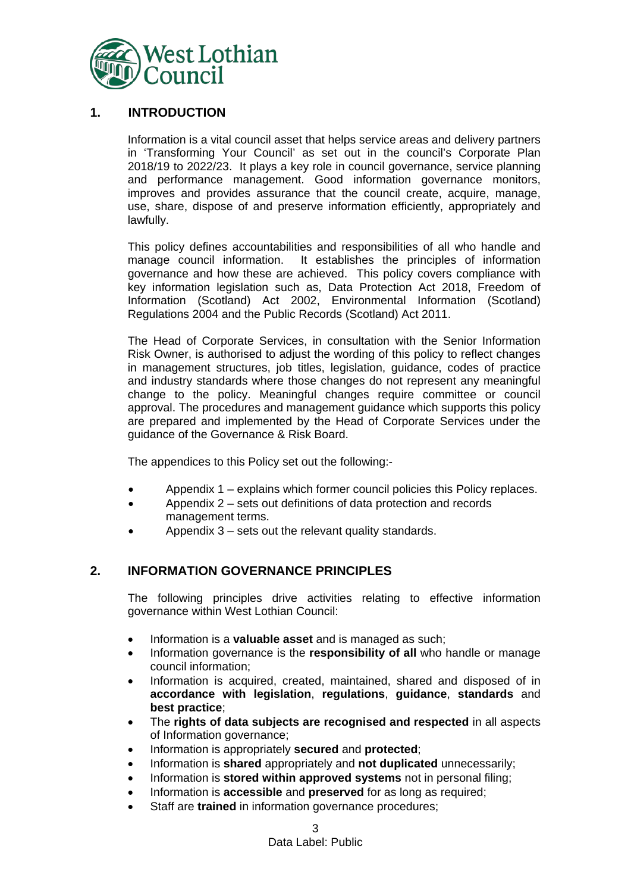## 1. INTRODUCTION

Information is a vital council asset that helps service areas and delivery partners in 'Transforming Your Council' as set out in the council's Corporate Plan 2018/19 to 2022/23. It plays a key role in council governance, service planning and performance management. Good information governance monitors, improves and provides assurance that the council create, acquire, manage, use, share, dispose of and preserve information efficiently, appropriately and lawfully.

This policy defines accountabilities and responsibilities of all who handle and manage council information. It establishes the principles of information governance and how these are achieved. This policy covers compliance with key information legislation such as, Data Protection Act 2018, Freedom of Information (Scotland) Act 2002, Environmental Information (Scotland) Regulations 2004 and the Public Records (Scotland) Act 2011.

The Head of Corporate Services, in consultation with the Senior Information Risk Owner, is authorised to adjust the wording of this policy to reflect changes in management structures, job titles, legislation, guidance, codes of practice and industry standards where those changes do not represent any meaningful change to the policy. Meaningful changes require committee or council approval. The procedures and management guidance which supports this policy are prepared and implemented by the Head of Corporate Services under the guidance of the Governance & Risk Board.

The appendices to this Policy set out the following:-

- Appendix 1 – explains which former council policies this Policy replaces.
- Appendix 2 – sets out definitions of data protection and records management terms.
- Appendix 3 – sets out the relevant quality standards.

## 2. INFORMATION GOVERNANCE PRINCIPLES

The following principles drive activities relating to effective information governance within West Lothian Council:

- Information is a **valuable asset** and is managed as such;
- Information governance is the **responsibility of all** who handle or manage council information;
- Information is acquired, created, maintained, shared and disposed of in **accordance with legislation**, **regulations**, **guidance**, **standards** and **best practice**;
- The **rights of data subjects are recognised and respected** in all aspects of Information governance;
- Information is appropriately **secured** and **protected**;
- Information is **shared** appropriately and **not duplicated** unnecessarily;
- Information is **stored within approved systems** not in personal filing;
- Information is **accessible** and **preserved** for as long as required;
- Staff are **trained** in information governance procedures;

Data Label: Public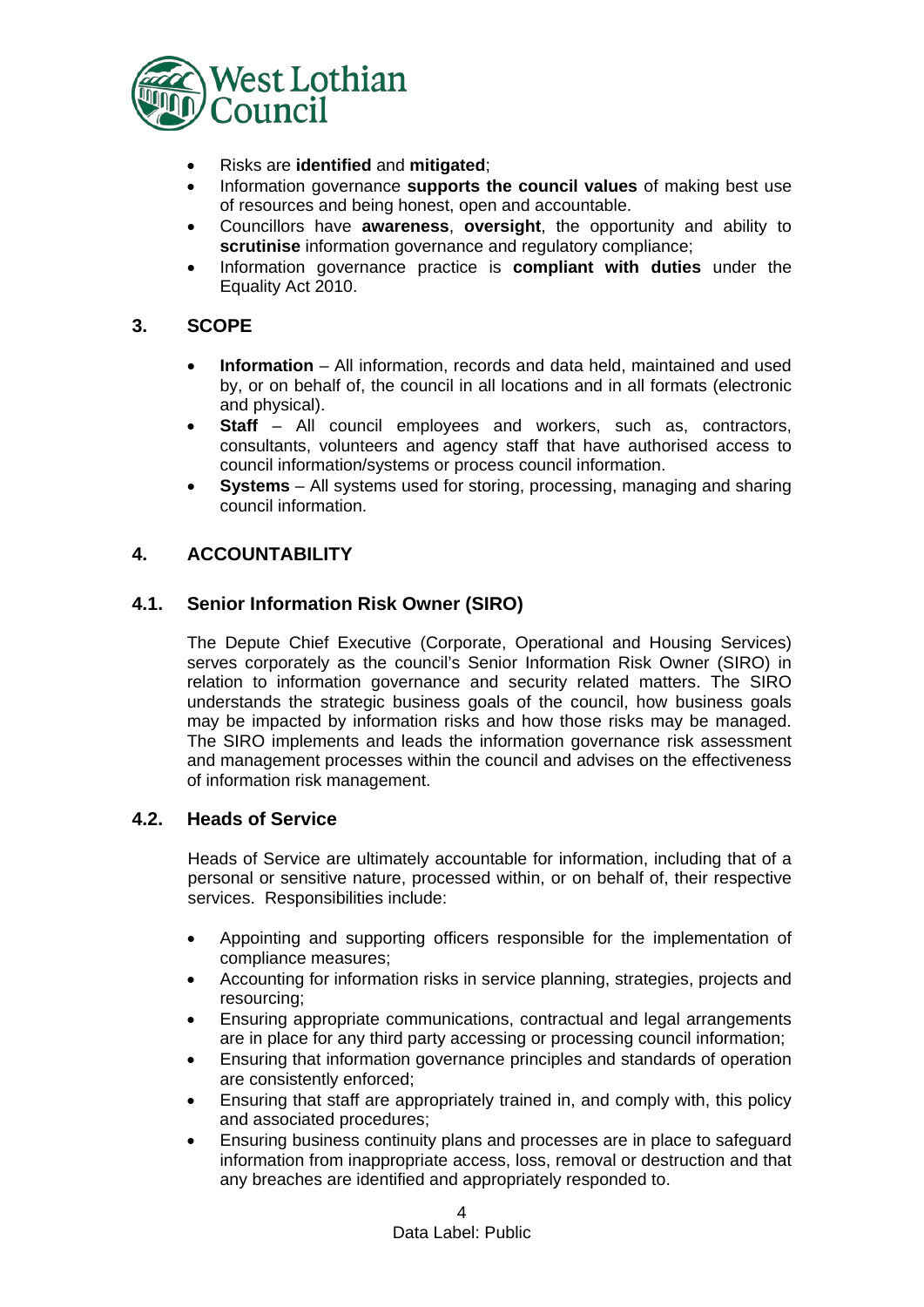- Risks are **identified** and **mitigated**;
- Information governance **supports the council values** of making best use of resources and being honest, open and accountable.
- Councillors have **awareness**, **oversight**, the opportunity and ability to **scrutinise** information governance and regulatory compliance;
- Information governance practice is **compliant with duties** under the Equality Act 2010.

## 3. SCOPE

- **Information** – All information, records and data held, maintained and used by, or on behalf of, the council in all locations and in all formats (electronic and physical).
- **Staff** – All council employees and workers, such as, contractors, consultants, volunteers and agency staff that have authorised access to council information/systems or process council information.
- **Systems** – All systems used for storing, processing, managing and sharing council information.

## 4. ACCOUNTABILITY

### 4.1. Senior Information Risk Owner (SIRO)

The Depute Chief Executive (Corporate, Operational and Housing Services) serves corporately as the council's Senior Information Risk Owner (SIRO) in relation to information governance and security related matters. The SIRO understands the strategic business goals of the council, how business goals may be impacted by information risks and how those risks may be managed. The SIRO implements and leads the information governance risk assessment and management processes within the council and advises on the effectiveness of information risk management.

### 4.2. Heads of Service

Heads of Service are ultimately accountable for information, including that of a personal or sensitive nature, processed within, or on behalf of, their respective services. Responsibilities include:

- Appointing and supporting officers responsible for the implementation of compliance measures;
- Accounting for information risks in service planning, strategies, projects and resourcing;
- Ensuring appropriate communications, contractual and legal arrangements are in place for any third party accessing or processing council information;
- Ensuring that information governance principles and standards of operation are consistently enforced;
- Ensuring that staff are appropriately trained in, and comply with, this policy and associated procedures;
- Ensuring business continuity plans and processes are in place to safeguard information from inappropriate access, loss, removal or destruction and that any breaches are identified and appropriately responded to.

Data Label: Public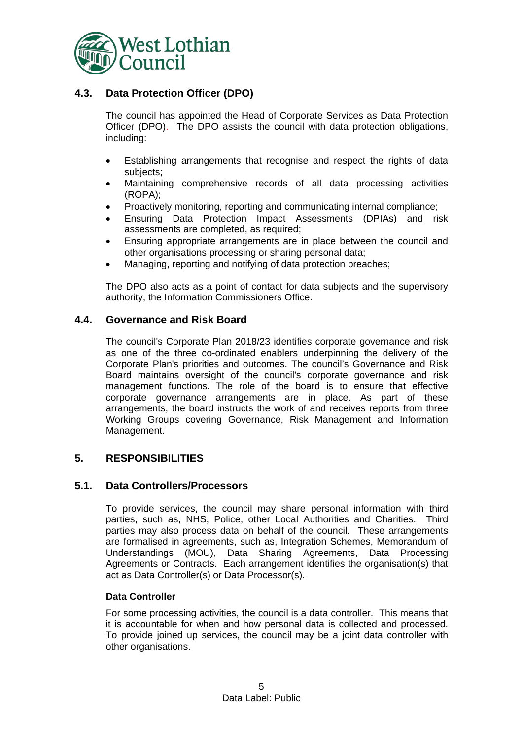### 4.3. Data Protection Officer (DPO)

The council has appointed the Head of Corporate Services as Data Protection Officer (DPO). The DPO assists the council with data protection obligations, including:

- Establishing arrangements that recognise and respect the rights of data subjects;
- Maintaining comprehensive records of all data processing activities (ROPA);
- Proactively monitoring, reporting and communicating internal compliance;
- Ensuring Data Protection Impact Assessments (DPIAs) and risk assessments are completed, as required;
- Ensuring appropriate arrangements are in place between the council and other organisations processing or sharing personal data;
- Managing, reporting and notifying of data protection breaches;

The DPO also acts as a point of contact for data subjects and the supervisory authority, the Information Commissioners Office.

### 4.4. Governance and Risk Board

The council's Corporate Plan 2018/23 identifies corporate governance and risk as one of the three co-ordinated enablers underpinning the delivery of the Corporate Plan's priorities and outcomes. The council's Governance and Risk Board maintains oversight of the council's corporate governance and risk management functions. The role of the board is to ensure that effective corporate governance arrangements are in place. As part of these arrangements, the board instructs the work of and receives reports from three Working Groups covering Governance, Risk Management and Information Management.

## 5. RESPONSIBILITIES

### 5.1. Data Controllers/Processors

To provide services, the council may share personal information with third parties, such as, NHS, Police, other Local Authorities and Charities. Third parties may also process data on behalf of the council. These arrangements are formalised in agreements, such as, Integration Schemes, Memorandum of Understandings (MOU), Data Sharing Agreements, Data Processing Agreements or Contracts. Each arrangement identifies the organisation(s) that act as Data Controller(s) or Data Processor(s).

**Data Controller**

For some processing activities, the council is a data controller. This means that it is accountable for when and how personal data is collected and processed. To provide joined up services, the council may be a joint data controller with other organisations.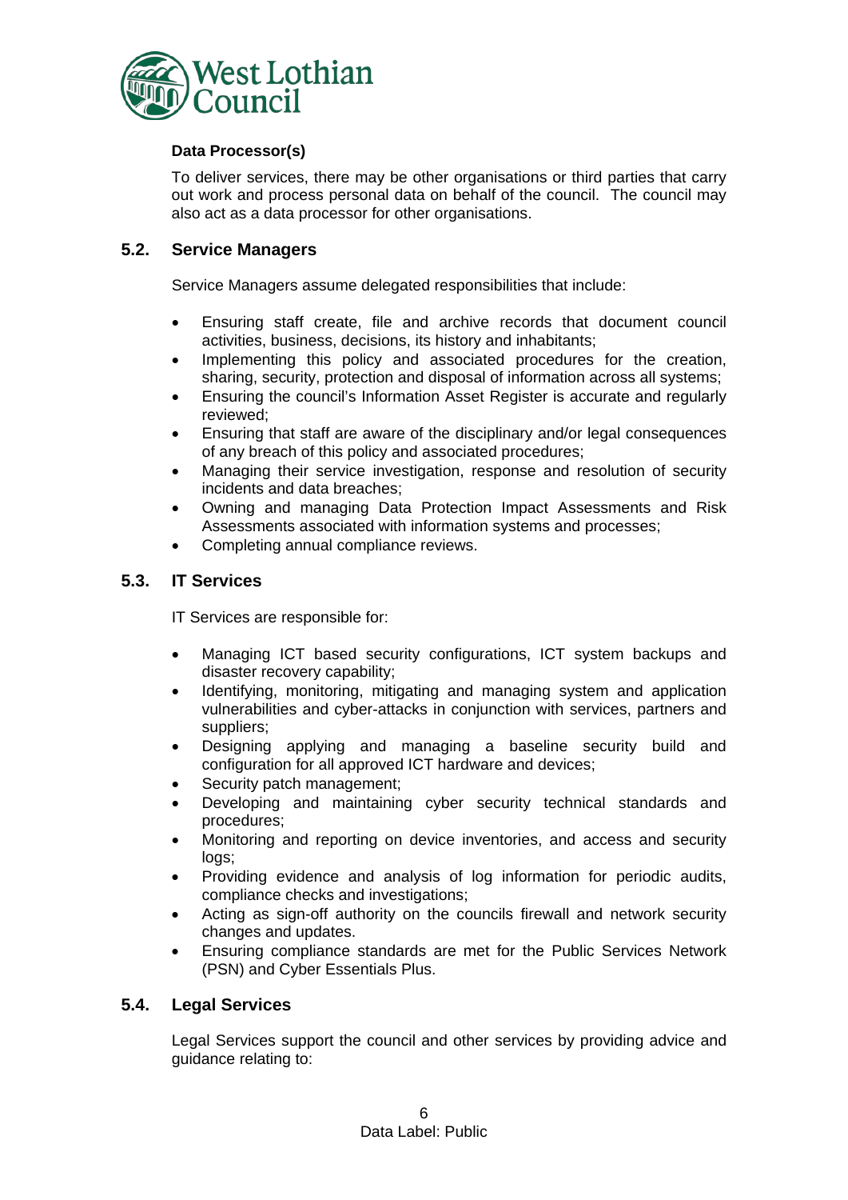**Data Processor(s)**

To deliver services, there may be other organisations or third parties that carry out work and process personal data on behalf of the council. The council may also act as a data processor for other organisations.

## 5.2. Service Managers

Service Managers assume delegated responsibilities that include:

- Ensuring staff create, file and archive records that document council activities, business, decisions, its history and inhabitants;
- Implementing this policy and associated procedures for the creation, sharing, security, protection and disposal of information across all systems;
- Ensuring the council's Information Asset Register is accurate and regularly reviewed;
- Ensuring that staff are aware of the disciplinary and/or legal consequences of any breach of this policy and associated procedures;
- Managing their service investigation, response and resolution of security incidents and data breaches;
- Owning and managing Data Protection Impact Assessments and Risk Assessments associated with information systems and processes;
- Completing annual compliance reviews.

## 5.3. IT Services

IT Services are responsible for:

- Managing ICT based security configurations, ICT system backups and disaster recovery capability;
- Identifying, monitoring, mitigating and managing system and application vulnerabilities and cyber-attacks in conjunction with services, partners and suppliers;
- Designing applying and managing a baseline security build and configuration for all approved ICT hardware and devices;
- Security patch management;
- Developing and maintaining cyber security technical standards and procedures;
- Monitoring and reporting on device inventories, and access and security logs;
- Providing evidence and analysis of log information for periodic audits, compliance checks and investigations;
- Acting as sign-off authority on the councils firewall and network security changes and updates.
- Ensuring compliance standards are met for the Public Services Network (PSN) and Cyber Essentials Plus.

## 5.4. Legal Services

Legal Services support the council and other services by providing advice and guidance relating to:

Data Label: Public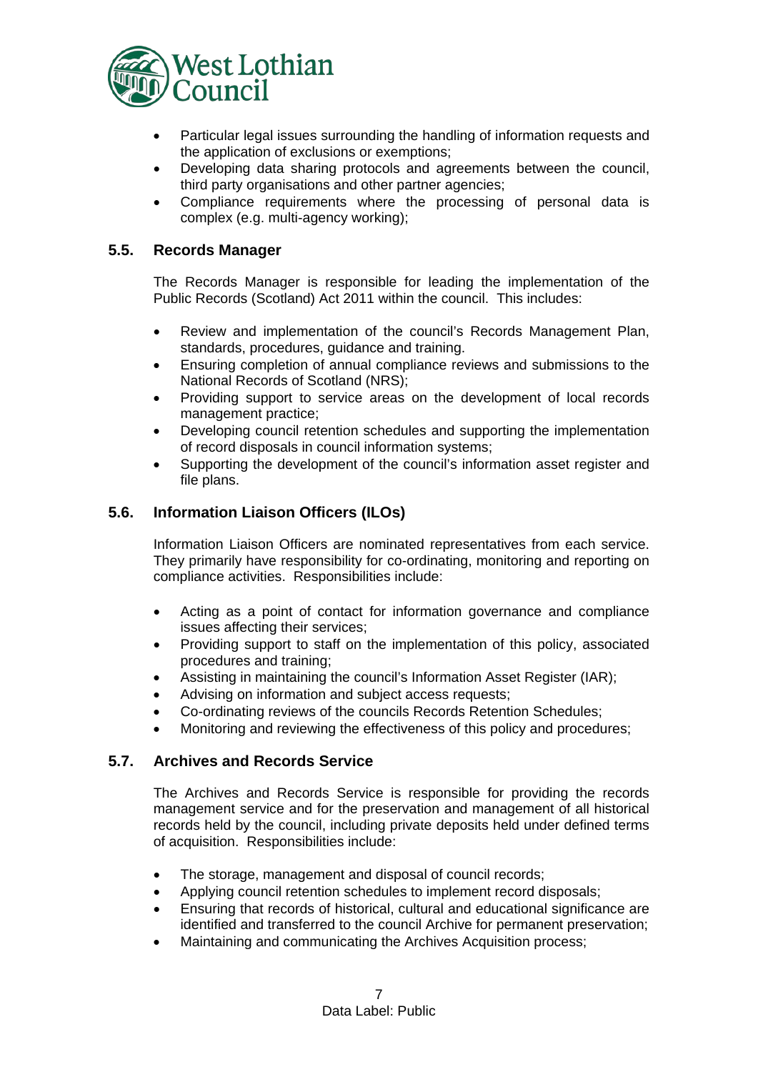- Particular legal issues surrounding the handling of information requests and the application of exclusions or exemptions;
- Developing data sharing protocols and agreements between the council, third party organisations and other partner agencies;
- Compliance requirements where the processing of personal data is complex (e.g. multi-agency working);

### 5.5. Records Manager

The Records Manager is responsible for leading the implementation of the Public Records (Scotland) Act 2011 within the council. This includes:

- Review and implementation of the council's Records Management Plan, standards, procedures, guidance and training.
- Ensuring completion of annual compliance reviews and submissions to the National Records of Scotland (NRS);
- Providing support to service areas on the development of local records management practice;
- Developing council retention schedules and supporting the implementation of record disposals in council information systems;
- Supporting the development of the council's information asset register and file plans.

### 5.6. Information Liaison Officers (ILOs)

Information Liaison Officers are nominated representatives from each service. They primarily have responsibility for co-ordinating, monitoring and reporting on compliance activities. Responsibilities include:

- Acting as a point of contact for information governance and compliance issues affecting their services;
- Providing support to staff on the implementation of this policy, associated procedures and training;
- Assisting in maintaining the council's Information Asset Register (IAR);
- Advising on information and subject access requests;
- Co-ordinating reviews of the councils Records Retention Schedules;
- Monitoring and reviewing the effectiveness of this policy and procedures;

### 5.7. Archives and Records Service

The Archives and Records Service is responsible for providing the records management service and for the preservation and management of all historical records held by the council, including private deposits held under defined terms of acquisition. Responsibilities include:

- The storage, management and disposal of council records;
- Applying council retention schedules to implement record disposals;
- Ensuring that records of historical, cultural and educational significance are identified and transferred to the council Archive for permanent preservation;
- Maintaining and communicating the Archives Acquisition process;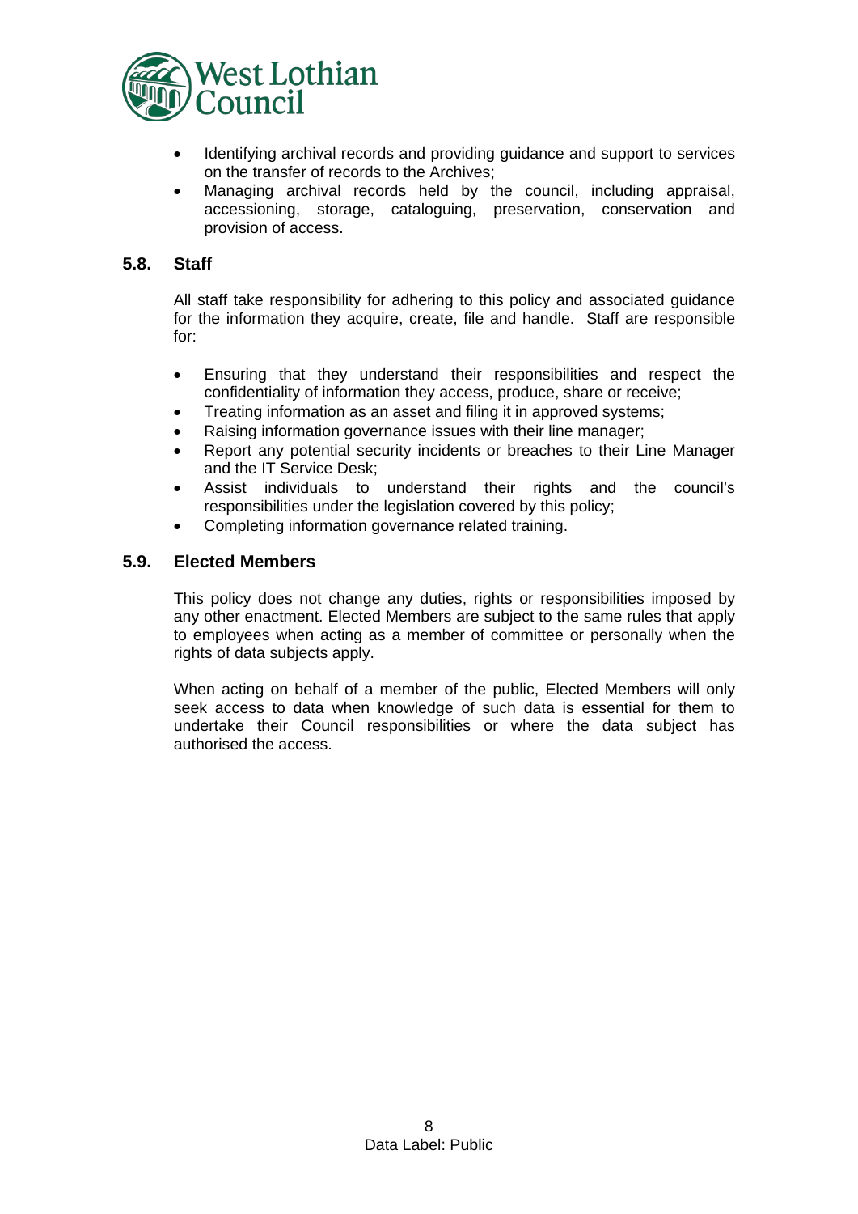- Identifying archival records and providing guidance and support to services on the transfer of records to the Archives;
- Managing archival records held by the council, including appraisal, accessioning, storage, cataloguing, preservation, conservation and provision of access.

### 5.8. Staff

All staff take responsibility for adhering to this policy and associated guidance for the information they acquire, create, file and handle. Staff are responsible for:

- Ensuring that they understand their responsibilities and respect the confidentiality of information they access, produce, share or receive;
- Treating information as an asset and filing it in approved systems;
- Raising information governance issues with their line manager;
- Report any potential security incidents or breaches to their Line Manager and the IT Service Desk;
- Assist individuals to understand their rights and the council's responsibilities under the legislation covered by this policy;
- Completing information governance related training.

### 5.9. Elected Members

This policy does not change any duties, rights or responsibilities imposed by any other enactment. Elected Members are subject to the same rules that apply to employees when acting as a member of committee or personally when the rights of data subjects apply.

When acting on behalf of a member of the public, Elected Members will only seek access to data when knowledge of such data is essential for them to undertake their Council responsibilities or where the data subject has authorised the access.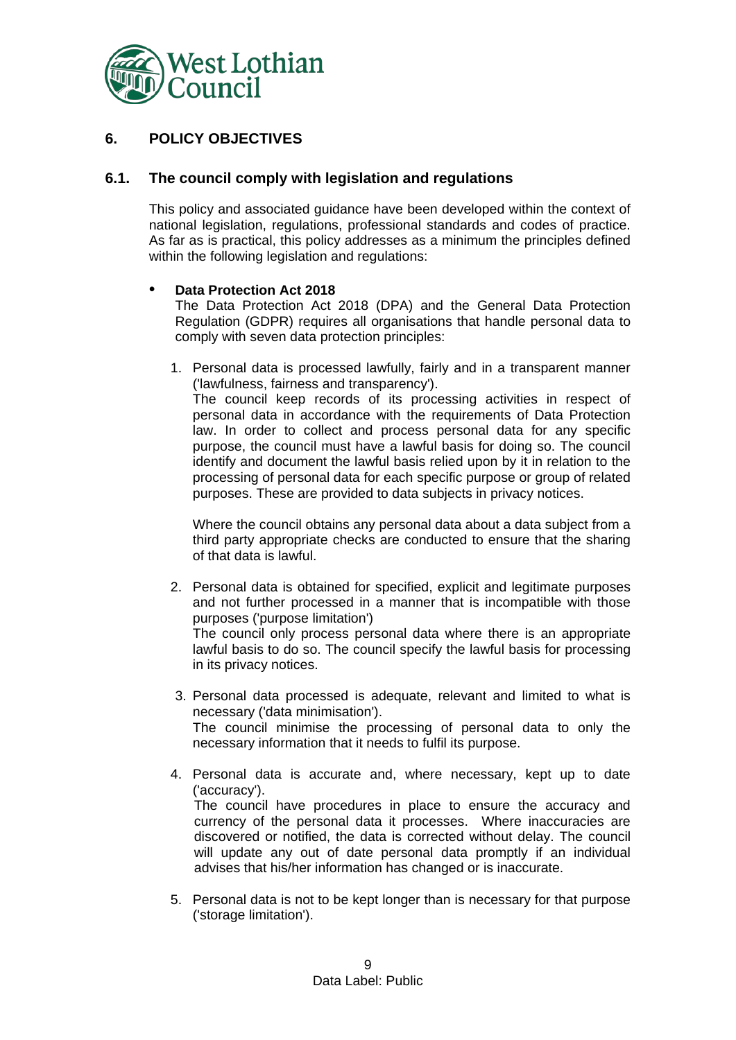## 6. POLICY OBJECTIVES

### 6.1. The council comply with legislation and regulations

This policy and associated guidance have been developed within the context of national legislation, regulations, professional standards and codes of practice. As far as is practical, this policy addresses as a minimum the principles defined within the following legislation and regulations:

- **Data Protection Act 2018**
  The Data Protection Act 2018 (DPA) and the General Data Protection Regulation (GDPR) requires all organisations that handle personal data to comply with seven data protection principles:

  1. Personal data is processed lawfully, fairly and in a transparent manner ('lawfulness, fairness and transparency').
     The council keep records of its processing activities in respect of personal data in accordance with the requirements of Data Protection law. In order to collect and process personal data for any specific purpose, the council must have a lawful basis for doing so. The council identify and document the lawful basis relied upon by it in relation to the processing of personal data for each specific purpose or group of related purposes. These are provided to data subjects in privacy notices.

     Where the council obtains any personal data about a data subject from a third party appropriate checks are conducted to ensure that the sharing of that data is lawful.

  2. Personal data is obtained for specified, explicit and legitimate purposes and not further processed in a manner that is incompatible with those purposes ('purpose limitation')
     The council only process personal data where there is an appropriate lawful basis to do so. The council specify the lawful basis for processing in its privacy notices.

  3. Personal data processed is adequate, relevant and limited to what is necessary ('data minimisation').
     The council minimise the processing of personal data to only the necessary information that it needs to fulfil its purpose.

  4. Personal data is accurate and, where necessary, kept up to date ('accuracy').
     The council have procedures in place to ensure the accuracy and currency of the personal data it processes. Where inaccuracies are discovered or notified, the data is corrected without delay. The council will update any out of date personal data promptly if an individual advises that his/her information has changed or is inaccurate.

  5. Personal data is not to be kept longer than is necessary for that purpose ('storage limitation').

Data Label: Public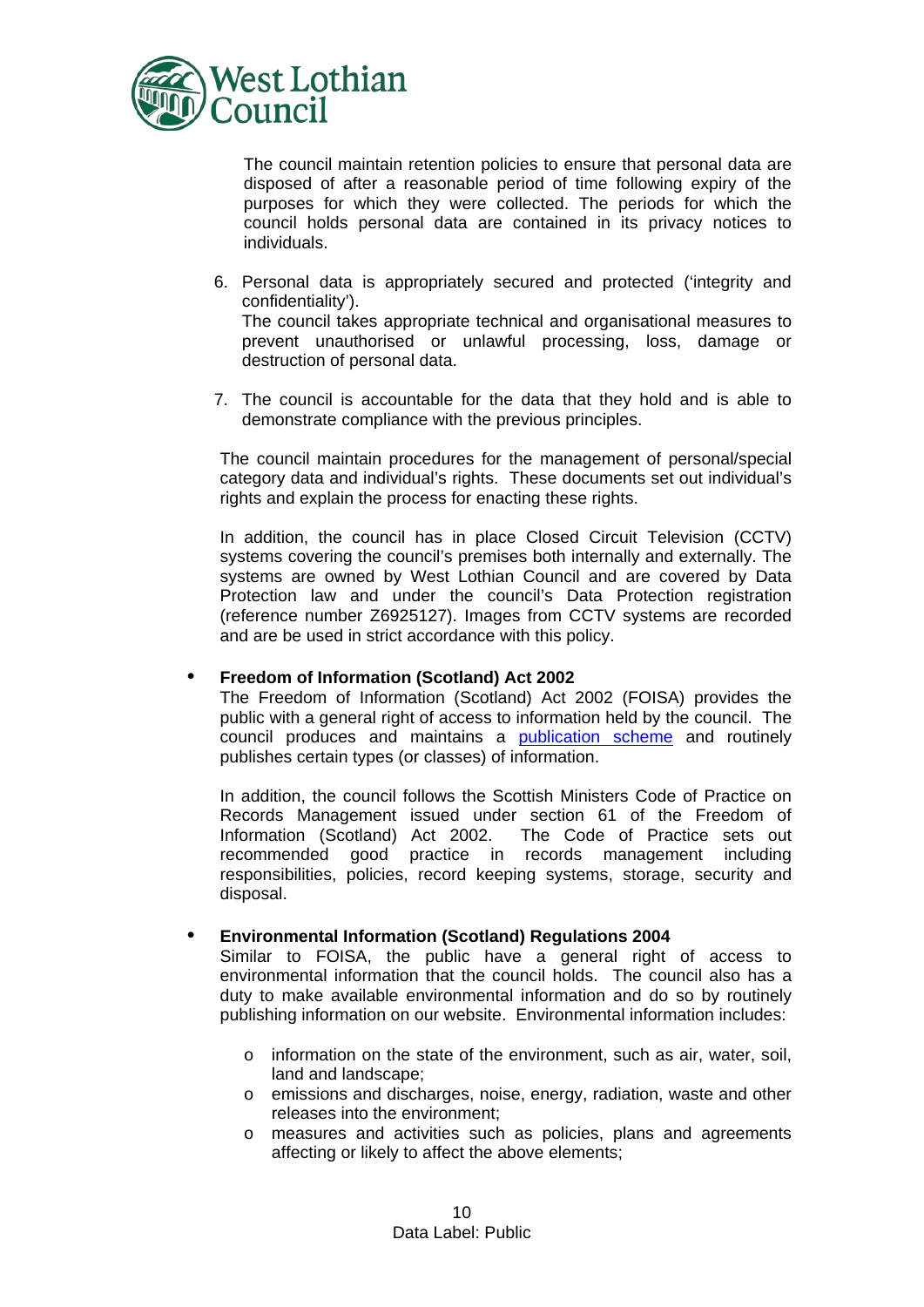The council maintain retention policies to ensure that personal data are disposed of after a reasonable period of time following expiry of the purposes for which they were collected. The periods for which the council holds personal data are contained in its privacy notices to individuals.

6. Personal data is appropriately secured and protected ('integrity and confidentiality').
   The council takes appropriate technical and organisational measures to prevent unauthorised or unlawful processing, loss, damage or destruction of personal data.

7. The council is accountable for the data that they hold and is able to demonstrate compliance with the previous principles.

The council maintain procedures for the management of personal/special category data and individual's rights. These documents set out individual's rights and explain the process for enacting these rights.

In addition, the council has in place Closed Circuit Television (CCTV) systems covering the council's premises both internally and externally. The systems are owned by West Lothian Council and are covered by Data Protection law and under the council's Data Protection registration (reference number Z6925127). Images from CCTV systems are recorded and are be used in strict accordance with this policy.

- **Freedom of Information (Scotland) Act 2002**
  The Freedom of Information (Scotland) Act 2002 (FOISA) provides the public with a general right of access to information held by the council. The council produces and maintains a publication scheme and routinely publishes certain types (or classes) of information.

  In addition, the council follows the Scottish Ministers Code of Practice on Records Management issued under section 61 of the Freedom of Information (Scotland) Act 2002. The Code of Practice sets out recommended good practice in records management including responsibilities, policies, record keeping systems, storage, security and disposal.

- **Environmental Information (Scotland) Regulations 2004**
  Similar to FOISA, the public have a general right of access to environmental information that the council holds. The council also has a duty to make available environmental information and do so by routinely publishing information on our website. Environmental information includes:

  - information on the state of the environment, such as air, water, soil, land and landscape;
  - emissions and discharges, noise, energy, radiation, waste and other releases into the environment;
  - measures and activities such as policies, plans and agreements affecting or likely to affect the above elements;

Data Label: Public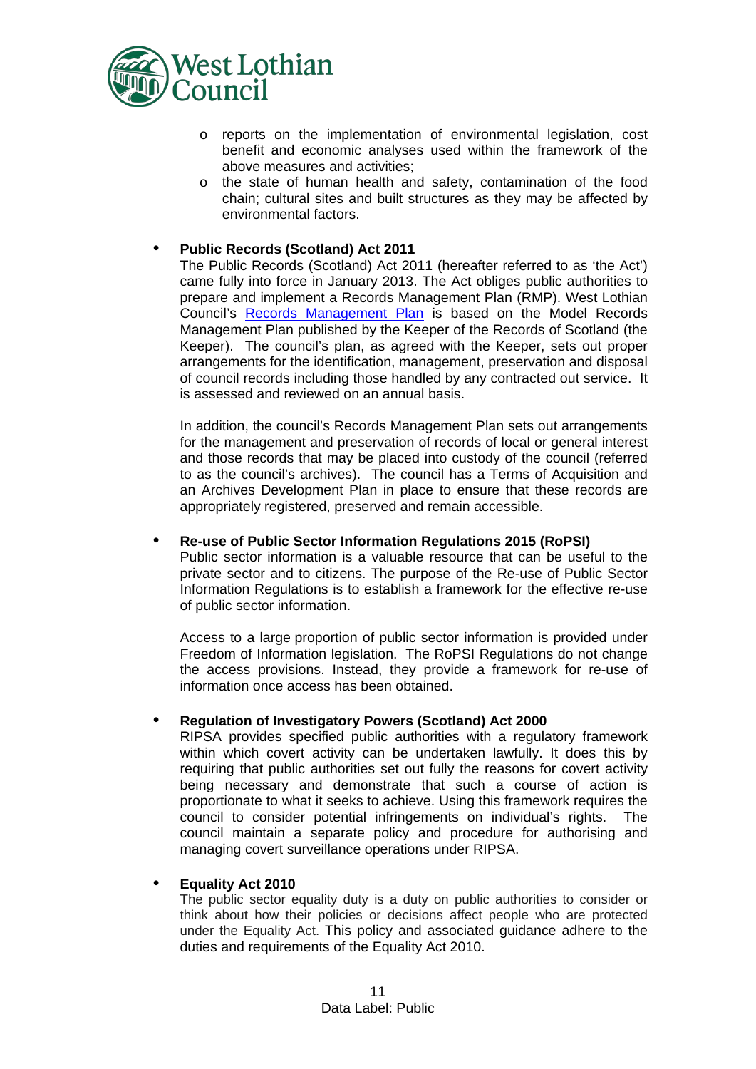- reports on the implementation of environmental legislation, cost benefit and economic analyses used within the framework of the above measures and activities;
- the state of human health and safety, contamination of the food chain; cultural sites and built structures as they may be affected by environmental factors.

- **Public Records (Scotland) Act 2011**

  The Public Records (Scotland) Act 2011 (hereafter referred to as 'the Act') came fully into force in January 2013. The Act obliges public authorities to prepare and implement a Records Management Plan (RMP). West Lothian Council's Records Management Plan is based on the Model Records Management Plan published by the Keeper of the Records of Scotland (the Keeper). The council's plan, as agreed with the Keeper, sets out proper arrangements for the identification, management, preservation and disposal of council records including those handled by any contracted out service. It is assessed and reviewed on an annual basis.

  In addition, the council's Records Management Plan sets out arrangements for the management and preservation of records of local or general interest and those records that may be placed into custody of the council (referred to as the council's archives). The council has a Terms of Acquisition and an Archives Development Plan in place to ensure that these records are appropriately registered, preserved and remain accessible.

- **Re-use of Public Sector Information Regulations 2015 (RoPSI)**

  Public sector information is a valuable resource that can be useful to the private sector and to citizens. The purpose of the Re-use of Public Sector Information Regulations is to establish a framework for the effective re-use of public sector information.

  Access to a large proportion of public sector information is provided under Freedom of Information legislation. The RoPSI Regulations do not change the access provisions. Instead, they provide a framework for re-use of information once access has been obtained.

- **Regulation of Investigatory Powers (Scotland) Act 2000**

  RIPSA provides specified public authorities with a regulatory framework within which covert activity can be undertaken lawfully. It does this by requiring that public authorities set out fully the reasons for covert activity being necessary and demonstrate that such a course of action is proportionate to what it seeks to achieve. Using this framework requires the council to consider potential infringements on individual's rights. The council maintain a separate policy and procedure for authorising and managing covert surveillance operations under RIPSA.

- **Equality Act 2010**

  The public sector equality duty is a duty on public authorities to consider or think about how their policies or decisions affect people who are protected under the Equality Act. This policy and associated guidance adhere to the duties and requirements of the Equality Act 2010.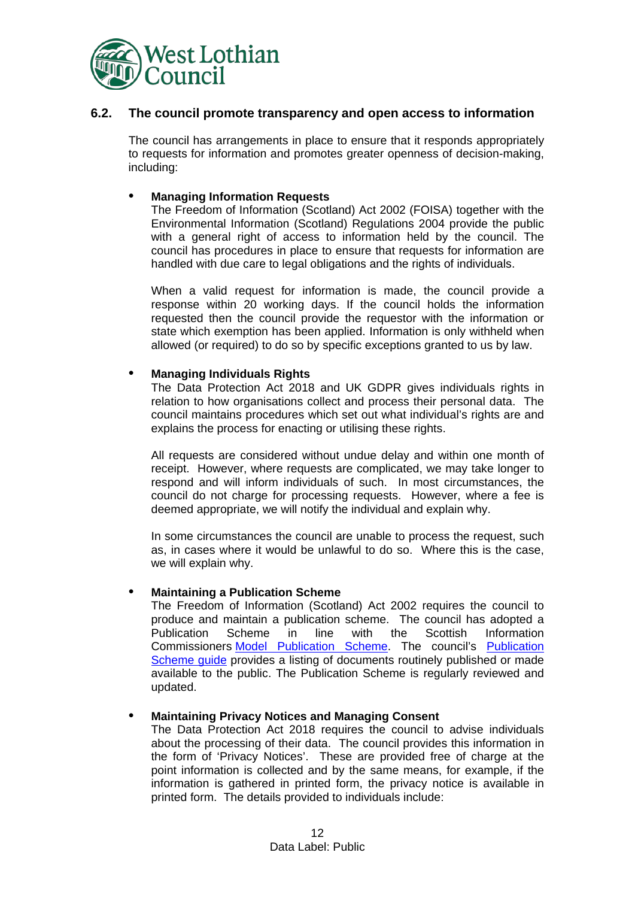## 6.2. The council promote transparency and open access to information

The council has arrangements in place to ensure that it responds appropriately to requests for information and promotes greater openness of decision-making, including:

- **Managing Information Requests**
  The Freedom of Information (Scotland) Act 2002 (FOISA) together with the Environmental Information (Scotland) Regulations 2004 provide the public with a general right of access to information held by the council. The council has procedures in place to ensure that requests for information are handled with due care to legal obligations and the rights of individuals.

  When a valid request for information is made, the council provide a response within 20 working days. If the council holds the information requested then the council provide the requestor with the information or state which exemption has been applied. Information is only withheld when allowed (or required) to do so by specific exceptions granted to us by law.

- **Managing Individuals Rights**
  The Data Protection Act 2018 and UK GDPR gives individuals rights in relation to how organisations collect and process their personal data. The council maintains procedures which set out what individual's rights are and explains the process for enacting or utilising these rights.

  All requests are considered without undue delay and within one month of receipt. However, where requests are complicated, we may take longer to respond and will inform individuals of such. In most circumstances, the council do not charge for processing requests. However, where a fee is deemed appropriate, we will notify the individual and explain why.

  In some circumstances the council are unable to process the request, such as, in cases where it would be unlawful to do so. Where this is the case, we will explain why.

- **Maintaining a Publication Scheme**
  The Freedom of Information (Scotland) Act 2002 requires the council to produce and maintain a publication scheme. The council has adopted a Publication Scheme in line with the Scottish Information Commissioners Model Publication Scheme. The council's Publication Scheme guide provides a listing of documents routinely published or made available to the public. The Publication Scheme is regularly reviewed and updated.

- **Maintaining Privacy Notices and Managing Consent**
  The Data Protection Act 2018 requires the council to advise individuals about the processing of their data. The council provides this information in the form of 'Privacy Notices'. These are provided free of charge at the point information is collected and by the same means, for example, if the information is gathered in printed form, the privacy notice is available in printed form. The details provided to individuals include: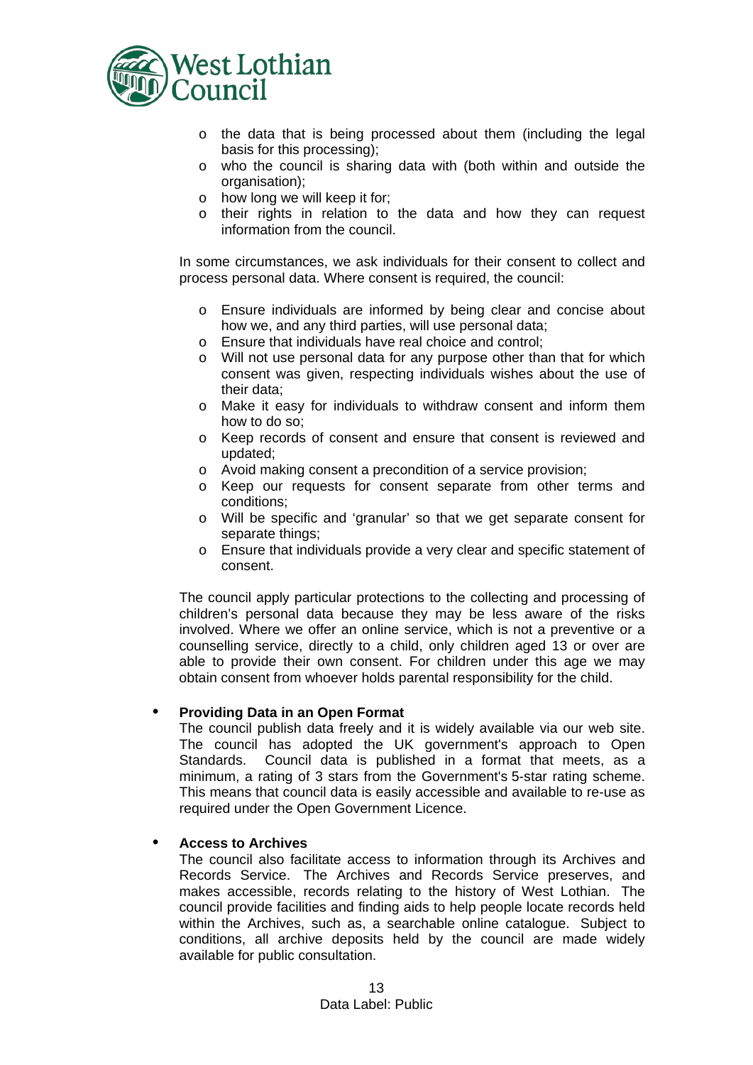- the data that is being processed about them (including the legal basis for this processing);
- who the council is sharing data with (both within and outside the organisation);
- how long we will keep it for;
- their rights in relation to the data and how they can request information from the council.

In some circumstances, we ask individuals for their consent to collect and process personal data. Where consent is required, the council:

- Ensure individuals are informed by being clear and concise about how we, and any third parties, will use personal data;
- Ensure that individuals have real choice and control;
- Will not use personal data for any purpose other than that for which consent was given, respecting individuals wishes about the use of their data;
- Make it easy for individuals to withdraw consent and inform them how to do so;
- Keep records of consent and ensure that consent is reviewed and updated;
- Avoid making consent a precondition of a service provision;
- Keep our requests for consent separate from other terms and conditions;
- Will be specific and 'granular' so that we get separate consent for separate things;
- Ensure that individuals provide a very clear and specific statement of consent.

The council apply particular protections to the collecting and processing of children's personal data because they may be less aware of the risks involved. Where we offer an online service, which is not a preventive or a counselling service, directly to a child, only children aged 13 or over are able to provide their own consent. For children under this age we may obtain consent from whoever holds parental responsibility for the child.

- **Providing Data in an Open Format**
  The council publish data freely and it is widely available via our web site. The council has adopted the UK government's approach to Open Standards. Council data is published in a format that meets, as a minimum, a rating of 3 stars from the Government's 5-star rating scheme. This means that council data is easily accessible and available to re-use as required under the Open Government Licence.

- **Access to Archives**
  The council also facilitate access to information through its Archives and Records Service. The Archives and Records Service preserves, and makes accessible, records relating to the history of West Lothian. The council provide facilities and finding aids to help people locate records held within the Archives, such as, a searchable online catalogue. Subject to conditions, all archive deposits held by the council are made widely available for public consultation.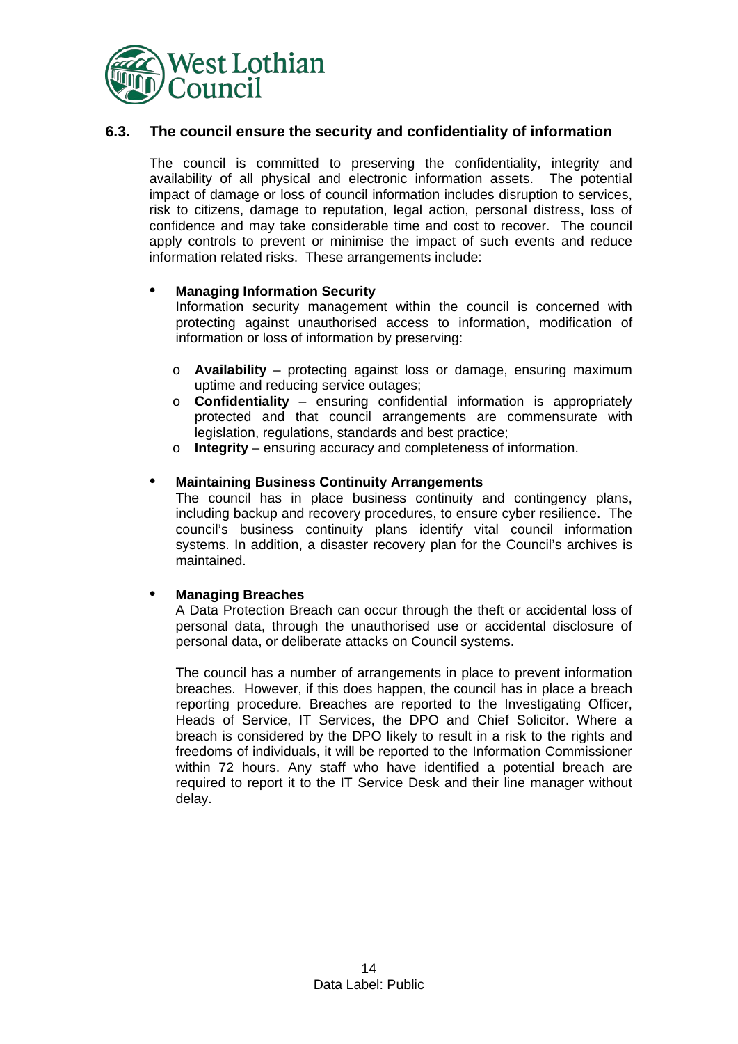## 6.3. The council ensure the security and confidentiality of information

The council is committed to preserving the confidentiality, integrity and availability of all physical and electronic information assets. The potential impact of damage or loss of council information includes disruption to services, risk to citizens, damage to reputation, legal action, personal distress, loss of confidence and may take considerable time and cost to recover. The council apply controls to prevent or minimise the impact of such events and reduce information related risks. These arrangements include:

- **Managing Information Security**
  Information security management within the council is concerned with protecting against unauthorised access to information, modification of information or loss of information by preserving:

  - **Availability** – protecting against loss or damage, ensuring maximum uptime and reducing service outages;
  - **Confidentiality** – ensuring confidential information is appropriately protected and that council arrangements are commensurate with legislation, regulations, standards and best practice;
  - **Integrity** – ensuring accuracy and completeness of information.

- **Maintaining Business Continuity Arrangements**
  The council has in place business continuity and contingency plans, including backup and recovery procedures, to ensure cyber resilience. The council's business continuity plans identify vital council information systems. In addition, a disaster recovery plan for the Council's archives is maintained.

- **Managing Breaches**
  A Data Protection Breach can occur through the theft or accidental loss of personal data, through the unauthorised use or accidental disclosure of personal data, or deliberate attacks on Council systems.

  The council has a number of arrangements in place to prevent information breaches. However, if this does happen, the council has in place a breach reporting procedure. Breaches are reported to the Investigating Officer, Heads of Service, IT Services, the DPO and Chief Solicitor. Where a breach is considered by the DPO likely to result in a risk to the rights and freedoms of individuals, it will be reported to the Information Commissioner within 72 hours. Any staff who have identified a potential breach are required to report it to the IT Service Desk and their line manager without delay.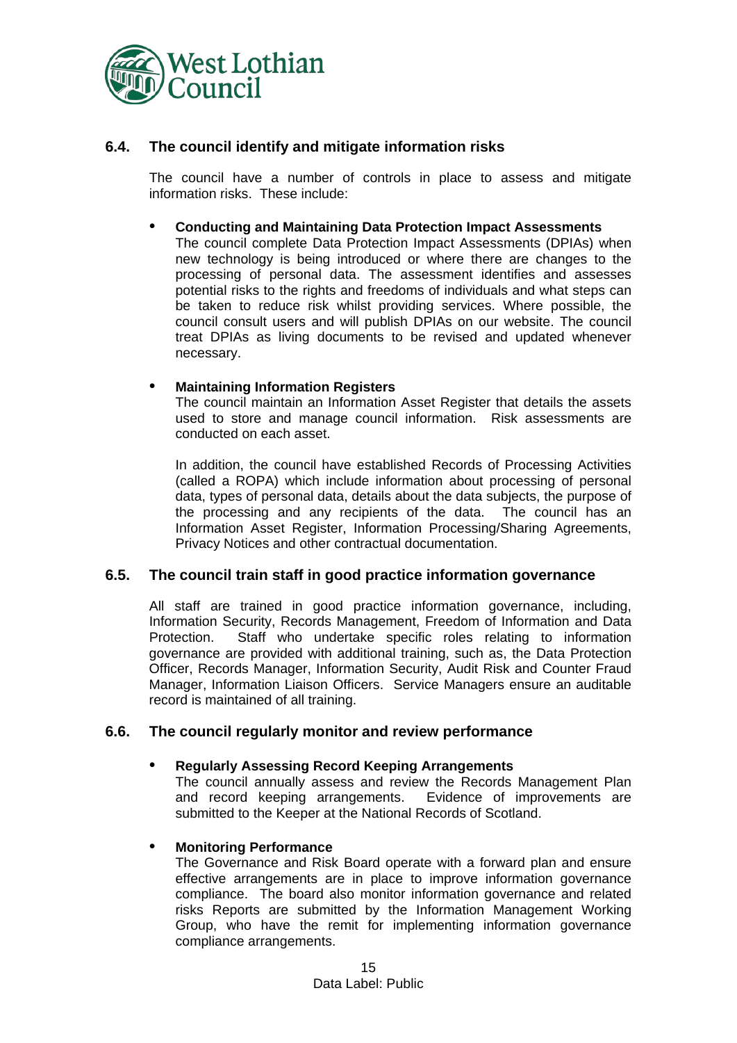### 6.4. The council identify and mitigate information risks

The council have a number of controls in place to assess and mitigate information risks. These include:

- **Conducting and Maintaining Data Protection Impact Assessments**
  The council complete Data Protection Impact Assessments (DPIAs) when new technology is being introduced or where there are changes to the processing of personal data. The assessment identifies and assesses potential risks to the rights and freedoms of individuals and what steps can be taken to reduce risk whilst providing services. Where possible, the council consult users and will publish DPIAs on our website. The council treat DPIAs as living documents to be revised and updated whenever necessary.

- **Maintaining Information Registers**
  The council maintain an Information Asset Register that details the assets used to store and manage council information. Risk assessments are conducted on each asset.

  In addition, the council have established Records of Processing Activities (called a ROPA) which include information about processing of personal data, types of personal data, details about the data subjects, the purpose of the processing and any recipients of the data. The council has an Information Asset Register, Information Processing/Sharing Agreements, Privacy Notices and other contractual documentation.

### 6.5. The council train staff in good practice information governance

All staff are trained in good practice information governance, including, Information Security, Records Management, Freedom of Information and Data Protection. Staff who undertake specific roles relating to information governance are provided with additional training, such as, the Data Protection Officer, Records Manager, Information Security, Audit Risk and Counter Fraud Manager, Information Liaison Officers. Service Managers ensure an auditable record is maintained of all training.

### 6.6. The council regularly monitor and review performance

- **Regularly Assessing Record Keeping Arrangements**
  The council annually assess and review the Records Management Plan and record keeping arrangements. Evidence of improvements are submitted to the Keeper at the National Records of Scotland.

- **Monitoring Performance**
  The Governance and Risk Board operate with a forward plan and ensure effective arrangements are in place to improve information governance compliance. The board also monitor information governance and related risks Reports are submitted by the Information Management Working Group, who have the remit for implementing information governance compliance arrangements.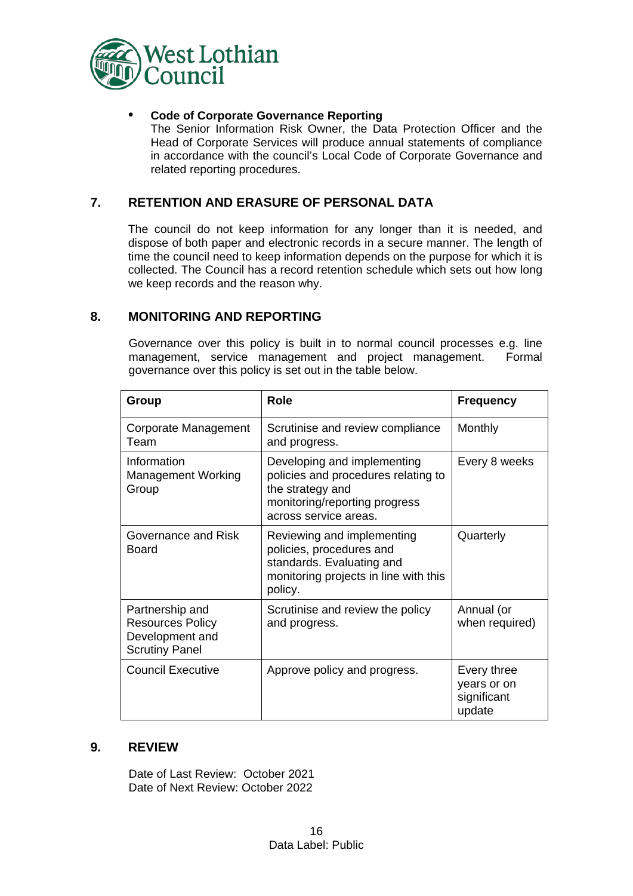- **Code of Corporate Governance Reporting**
  The Senior Information Risk Owner, the Data Protection Officer and the Head of Corporate Services will produce annual statements of compliance in accordance with the council's Local Code of Corporate Governance and related reporting procedures.

## 7. RETENTION AND ERASURE OF PERSONAL DATA

The council do not keep information for any longer than it is needed, and dispose of both paper and electronic records in a secure manner. The length of time the council need to keep information depends on the purpose for which it is collected. The Council has a record retention schedule which sets out how long we keep records and the reason why.

## 8. MONITORING AND REPORTING

Governance over this policy is built in to normal council processes e.g. line management, service management and project management. Formal governance over this policy is set out in the table below.

| Group | Role | Frequency |
|---|---|---|
| Corporate Management Team | Scrutinise and review compliance and progress. | Monthly |
| Information Management Working Group | Developing and implementing policies and procedures relating to the strategy and monitoring/reporting progress across service areas. | Every 8 weeks |
| Governance and Risk Board | Reviewing and implementing policies, procedures and standards. Evaluating and monitoring projects in line with this policy. | Quarterly |
| Partnership and Resources Policy Development and Scrutiny Panel | Scrutinise and review the policy and progress. | Annual (or when required) |
| Council Executive | Approve policy and progress. | Every three years or on significant update |

## 9. REVIEW

Date of Last Review: October 2021
Date of Next Review: October 2022

Data Label: Public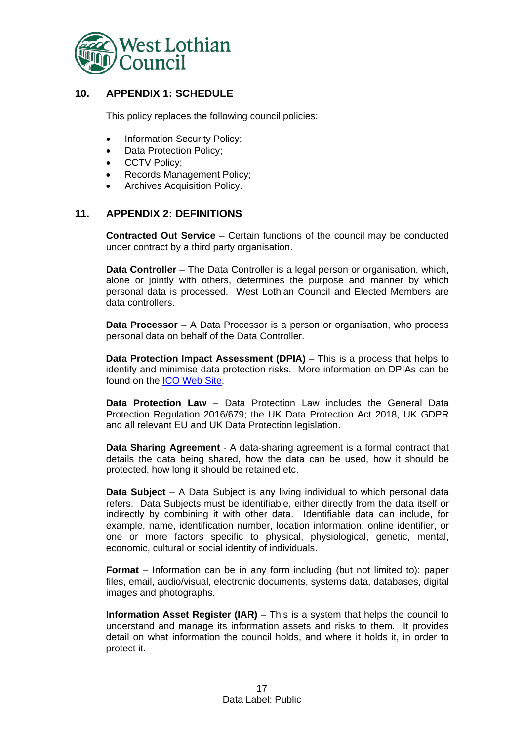## 10. APPENDIX 1: SCHEDULE

This policy replaces the following council policies:

- Information Security Policy;
- Data Protection Policy;
- CCTV Policy;
- Records Management Policy;
- Archives Acquisition Policy.

## 11. APPENDIX 2: DEFINITIONS

**Contracted Out Service** – Certain functions of the council may be conducted under contract by a third party organisation.

**Data Controller** – The Data Controller is a legal person or organisation, which, alone or jointly with others, determines the purpose and manner by which personal data is processed. West Lothian Council and Elected Members are data controllers.

**Data Processor** – A Data Processor is a person or organisation, who process personal data on behalf of the Data Controller.

**Data Protection Impact Assessment (DPIA)** – This is a process that helps to identify and minimise data protection risks. More information on DPIAs can be found on the ICO Web Site.

**Data Protection Law** – Data Protection Law includes the General Data Protection Regulation 2016/679; the UK Data Protection Act 2018, UK GDPR and all relevant EU and UK Data Protection legislation.

**Data Sharing Agreement** - A data-sharing agreement is a formal contract that details the data being shared, how the data can be used, how it should be protected, how long it should be retained etc.

**Data Subject** – A Data Subject is any living individual to which personal data refers. Data Subjects must be identifiable, either directly from the data itself or indirectly by combining it with other data. Identifiable data can include, for example, name, identification number, location information, online identifier, or one or more factors specific to physical, physiological, genetic, mental, economic, cultural or social identity of individuals.

**Format** – Information can be in any form including (but not limited to): paper files, email, audio/visual, electronic documents, systems data, databases, digital images and photographs.

**Information Asset Register (IAR)** – This is a system that helps the council to understand and manage its information assets and risks to them. It provides detail on what information the council holds, and where it holds it, in order to protect it.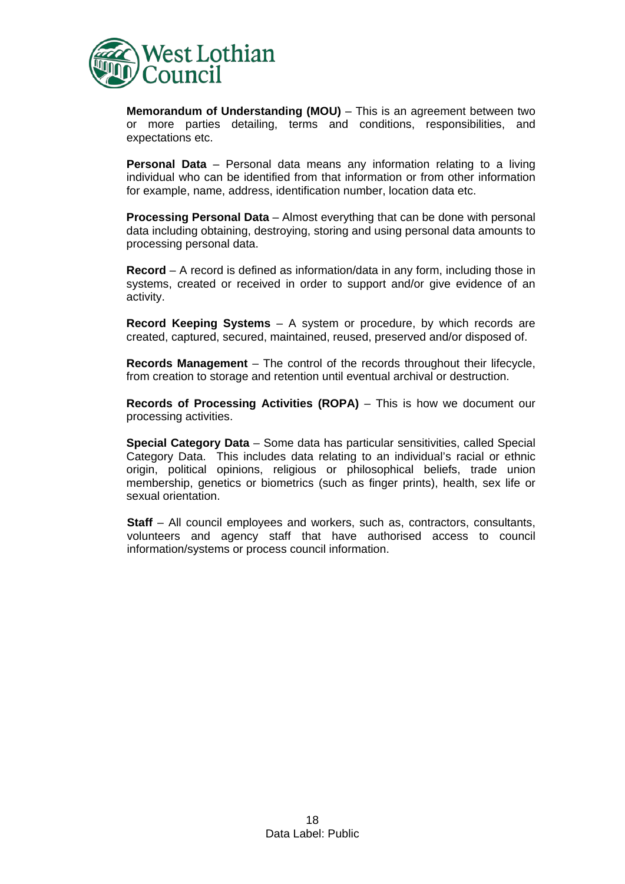**Memorandum of Understanding (MOU)** – This is an agreement between two or more parties detailing, terms and conditions, responsibilities, and expectations etc.

**Personal Data** – Personal data means any information relating to a living individual who can be identified from that information or from other information for example, name, address, identification number, location data etc.

**Processing Personal Data** – Almost everything that can be done with personal data including obtaining, destroying, storing and using personal data amounts to processing personal data.

**Record** – A record is defined as information/data in any form, including those in systems, created or received in order to support and/or give evidence of an activity.

**Record Keeping Systems** – A system or procedure, by which records are created, captured, secured, maintained, reused, preserved and/or disposed of.

**Records Management** – The control of the records throughout their lifecycle, from creation to storage and retention until eventual archival or destruction.

**Records of Processing Activities (ROPA)** – This is how we document our processing activities.

**Special Category Data** – Some data has particular sensitivities, called Special Category Data. This includes data relating to an individual's racial or ethnic origin, political opinions, religious or philosophical beliefs, trade union membership, genetics or biometrics (such as finger prints), health, sex life or sexual orientation.

**Staff** – All council employees and workers, such as, contractors, consultants, volunteers and agency staff that have authorised access to council information/systems or process council information.

Data Label: Public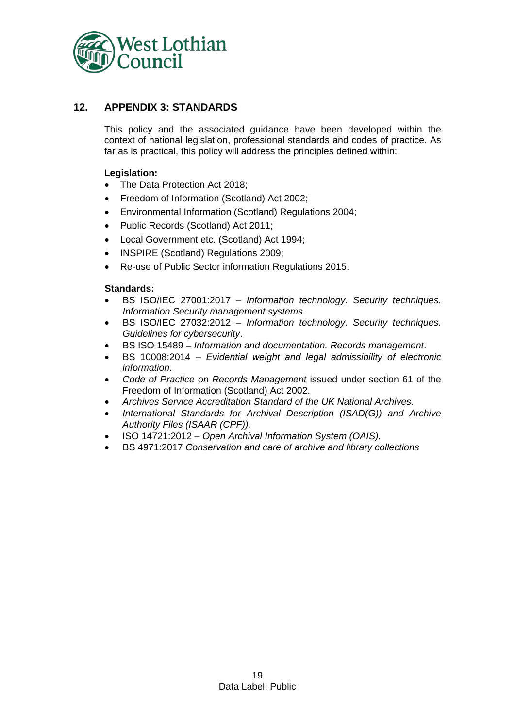## 12. APPENDIX 3: STANDARDS

This policy and the associated guidance have been developed within the context of national legislation, professional standards and codes of practice. As far as is practical, this policy will address the principles defined within:

**Legislation:**

- The Data Protection Act 2018;
- Freedom of Information (Scotland) Act 2002;
- Environmental Information (Scotland) Regulations 2004;
- Public Records (Scotland) Act 2011;
- Local Government etc. (Scotland) Act 1994;
- INSPIRE (Scotland) Regulations 2009;
- Re-use of Public Sector information Regulations 2015.

**Standards:**

- BS ISO/IEC 27001:2017 – *Information technology. Security techniques. Information Security management systems*.
- BS ISO/IEC 27032:2012 – *Information technology. Security techniques. Guidelines for cybersecurity*.
- BS ISO 15489 – *Information and documentation. Records management*.
- BS 10008:2014 – *Evidential weight and legal admissibility of electronic information*.
- *Code of Practice on Records Management* issued under section 61 of the Freedom of Information (Scotland) Act 2002.
- *Archives Service Accreditation Standard of the UK National Archives.*
- *International Standards for Archival Description (ISAD(G)) and Archive Authority Files (ISAAR (CPF)).*
- ISO 14721:2012 – *Open Archival Information System (OAIS).*
- BS 4971:2017 *Conservation and care of archive and library collections*

Data Label: Public